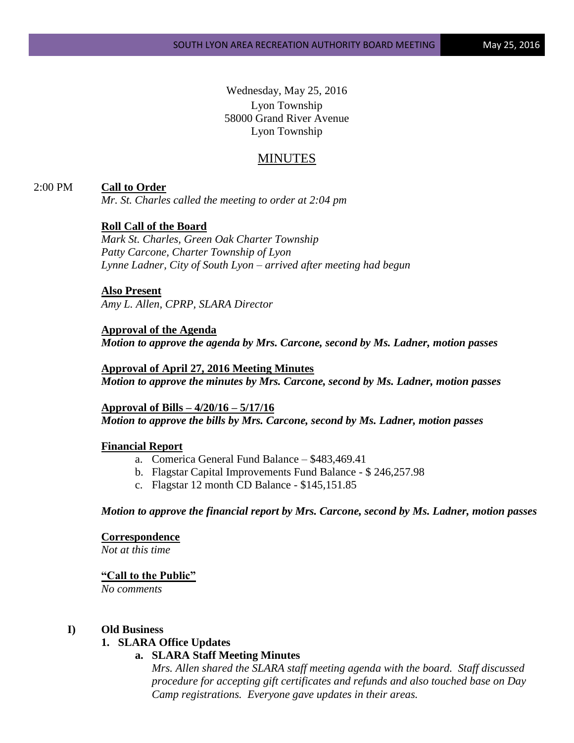Wednesday, May 25, 2016
Lyon Township
58000 Grand River Avenue
Lyon Township

# MINUTES

2:00 PM **Call to Order**

*Mr. St. Charles called the meeting to order at 2:04 pm*

**Roll Call of the Board**

*Mark St. Charles, Green Oak Charter Township*
*Patty Carcone, Charter Township of Lyon*
*Lynne Ladner, City of South Lyon – arrived after meeting had begun*

**Also Present**

*Amy L. Allen, CPRP, SLARA Director*

**Approval of the Agenda**

***Motion to approve the agenda by Mrs. Carcone, second by Ms. Ladner, motion passes***

**Approval of April 27, 2016 Meeting Minutes**

***Motion to approve the minutes by Mrs. Carcone, second by Ms. Ladner, motion passes***

**Approval of Bills – 4/20/16 – 5/17/16**

***Motion to approve the bills by Mrs. Carcone, second by Ms. Ladner, motion passes***

**Financial Report**

a. Comerica General Fund Balance – $483,469.41
b. Flagstar Capital Improvements Fund Balance - $ 246,257.98
c. Flagstar 12 month CD Balance - $145,151.85

***Motion to approve the financial report by Mrs. Carcone, second by Ms. Ladner, motion passes***

**Correspondence**

*Not at this time*

**"Call to the Public"**

*No comments*

## I) Old Business

### 1. SLARA Office Updates

#### a. SLARA Staff Meeting Minutes

*Mrs. Allen shared the SLARA staff meeting agenda with the board. Staff discussed procedure for accepting gift certificates and refunds and also touched base on Day Camp registrations. Everyone gave updates in their areas.*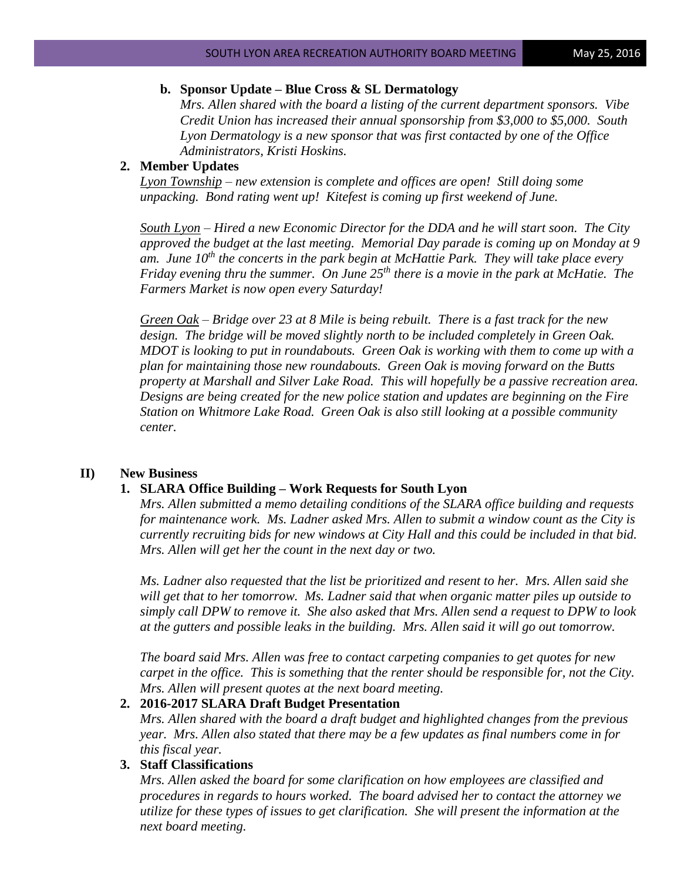**b. Sponsor Update – Blue Cross & SL Dermatology**

*Mrs. Allen shared with the board a listing of the current department sponsors. Vibe Credit Union has increased their annual sponsorship from $3,000 to $5,000. South Lyon Dermatology is a new sponsor that was first contacted by one of the Office Administrators, Kristi Hoskins.*

**2. Member Updates**

*Lyon Township – new extension is complete and offices are open! Still doing some unpacking. Bond rating went up! Kitefest is coming up first weekend of June.*

*South Lyon – Hired a new Economic Director for the DDA and he will start soon. The City approved the budget at the last meeting. Memorial Day parade is coming up on Monday at 9 am. June 10th the concerts in the park begin at McHattie Park. They will take place every Friday evening thru the summer. On June 25th there is a movie in the park at McHatie. The Farmers Market is now open every Saturday!*

*Green Oak – Bridge over 23 at 8 Mile is being rebuilt. There is a fast track for the new design. The bridge will be moved slightly north to be included completely in Green Oak. MDOT is looking to put in roundabouts. Green Oak is working with them to come up with a plan for maintaining those new roundabouts. Green Oak is moving forward on the Butts property at Marshall and Silver Lake Road. This will hopefully be a passive recreation area. Designs are being created for the new police station and updates are beginning on the Fire Station on Whitmore Lake Road. Green Oak is also still looking at a possible community center.*

## II) New Business

**1. SLARA Office Building – Work Requests for South Lyon**

*Mrs. Allen submitted a memo detailing conditions of the SLARA office building and requests for maintenance work. Ms. Ladner asked Mrs. Allen to submit a window count as the City is currently recruiting bids for new windows at City Hall and this could be included in that bid. Mrs. Allen will get her the count in the next day or two.*

*Ms. Ladner also requested that the list be prioritized and resent to her. Mrs. Allen said she will get that to her tomorrow. Ms. Ladner said that when organic matter piles up outside to simply call DPW to remove it. She also asked that Mrs. Allen send a request to DPW to look at the gutters and possible leaks in the building. Mrs. Allen said it will go out tomorrow.*

*The board said Mrs. Allen was free to contact carpeting companies to get quotes for new carpet in the office. This is something that the renter should be responsible for, not the City. Mrs. Allen will present quotes at the next board meeting.*

**2. 2016-2017 SLARA Draft Budget Presentation**

*Mrs. Allen shared with the board a draft budget and highlighted changes from the previous year. Mrs. Allen also stated that there may be a few updates as final numbers come in for this fiscal year.*

**3. Staff Classifications**

*Mrs. Allen asked the board for some clarification on how employees are classified and procedures in regards to hours worked. The board advised her to contact the attorney we utilize for these types of issues to get clarification. She will present the information at the next board meeting.*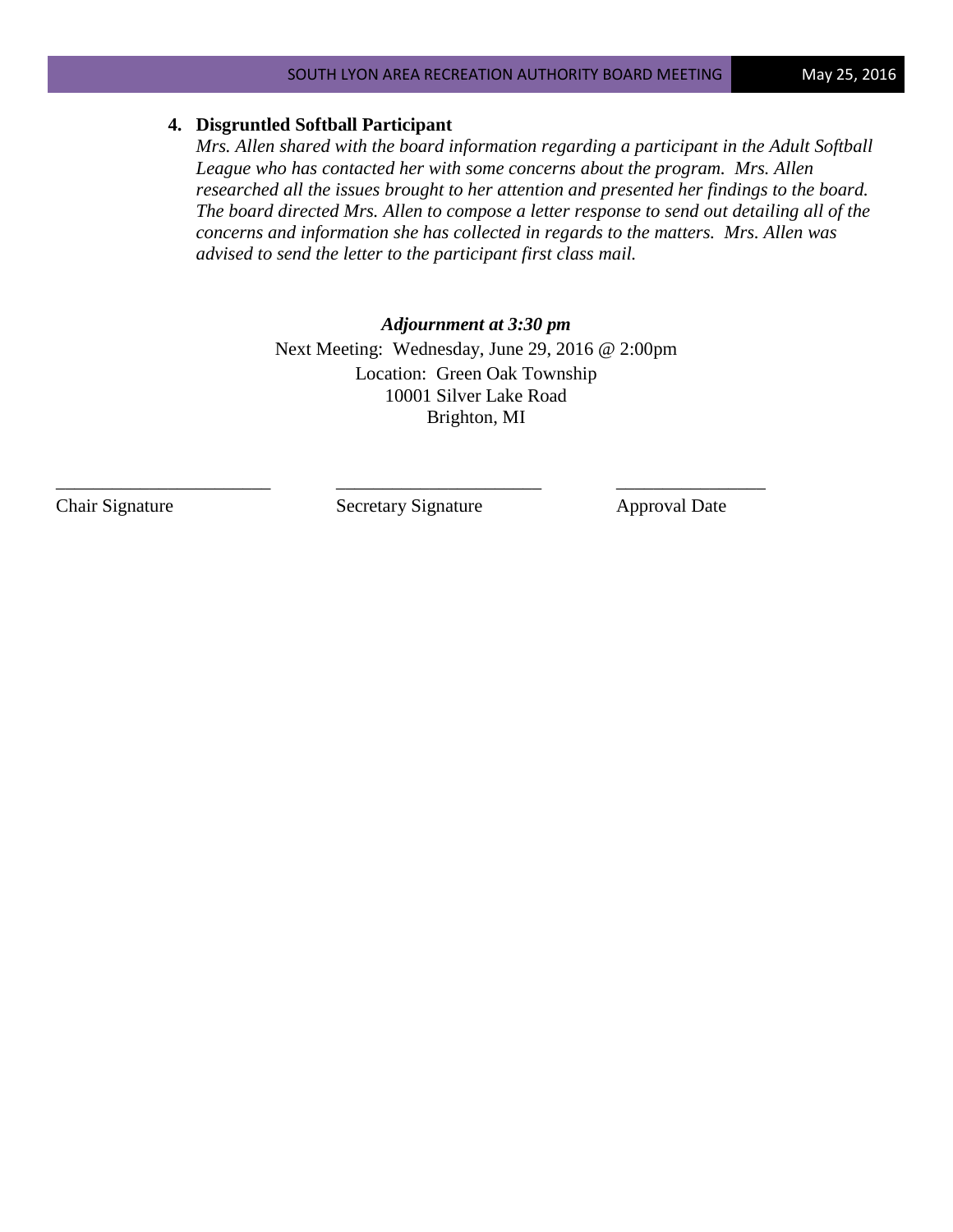4. **Disgruntled Softball Participant**

   *Mrs. Allen shared with the board information regarding a participant in the Adult Softball League who has contacted her with some concerns about the program. Mrs. Allen researched all the issues brought to her attention and presented her findings to the board. The board directed Mrs. Allen to compose a letter response to send out detailing all of the concerns and information she has collected in regards to the matters. Mrs. Allen was advised to send the letter to the participant first class mail.*

***Adjournment at 3:30 pm***

Next Meeting: Wednesday, June 29, 2016 @ 2:00pm

Location: Green Oak Township

10001 Silver Lake Road

Brighton, MI

\_\_\_\_\_\_\_\_\_\_\_\_\_\_\_\_\_\_\_\_\_\_\_ \_\_\_\_\_\_\_\_\_\_\_\_\_\_\_\_\_\_\_\_\_\_ \_\_\_\_\_\_\_\_\_\_\_\_\_\_\_\_

Chair Signature Secretary Signature Approval Date